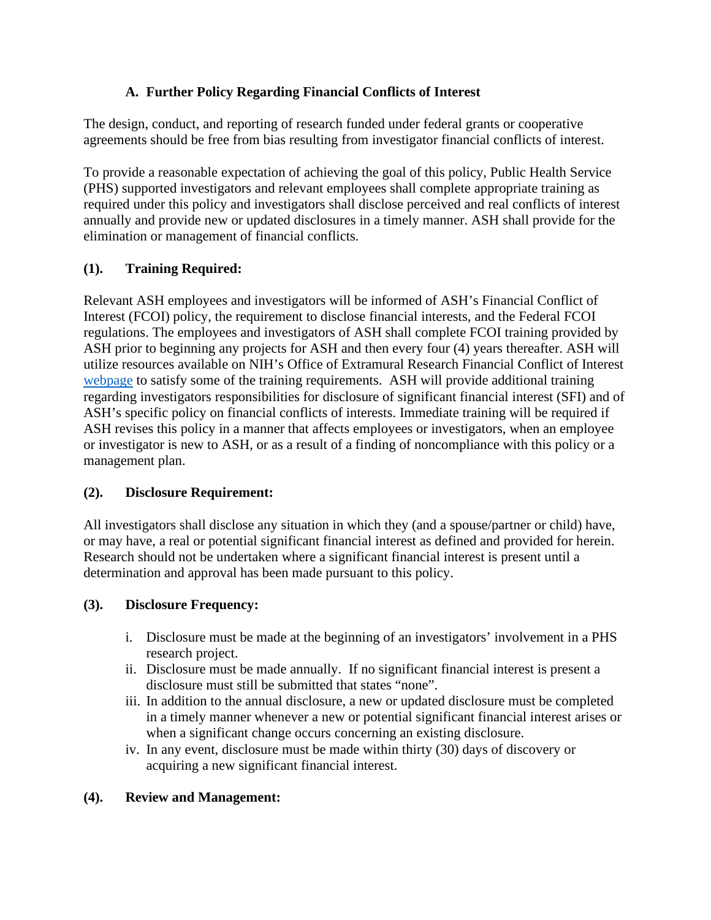## A. Further Policy Regarding Financial Conflicts of Interest

The design, conduct, and reporting of research funded under federal grants or cooperative agreements should be free from bias resulting from investigator financial conflicts of interest.

To provide a reasonable expectation of achieving the goal of this policy, Public Health Service (PHS) supported investigators and relevant employees shall complete appropriate training as required under this policy and investigators shall disclose perceived and real conflicts of interest annually and provide new or updated disclosures in a timely manner. ASH shall provide for the elimination or management of financial conflicts.

### (1). Training Required:

Relevant ASH employees and investigators will be informed of ASH's Financial Conflict of Interest (FCOI) policy, the requirement to disclose financial interests, and the Federal FCOI regulations. The employees and investigators of ASH shall complete FCOI training provided by ASH prior to beginning any projects for ASH and then every four (4) years thereafter. ASH will utilize resources available on NIH's Office of Extramural Research Financial Conflict of Interest webpage to satisfy some of the training requirements. ASH will provide additional training regarding investigators responsibilities for disclosure of significant financial interest (SFI) and of ASH's specific policy on financial conflicts of interests. Immediate training will be required if ASH revises this policy in a manner that affects employees or investigators, when an employee or investigator is new to ASH, or as a result of a finding of noncompliance with this policy or a management plan.

### (2). Disclosure Requirement:

All investigators shall disclose any situation in which they (and a spouse/partner or child) have, or may have, a real or potential significant financial interest as defined and provided for herein. Research should not be undertaken where a significant financial interest is present until a determination and approval has been made pursuant to this policy.

### (3). Disclosure Frequency:

i. Disclosure must be made at the beginning of an investigators' involvement in a PHS research project.
ii. Disclosure must be made annually. If no significant financial interest is present a disclosure must still be submitted that states "none".
iii. In addition to the annual disclosure, a new or updated disclosure must be completed in a timely manner whenever a new or potential significant financial interest arises or when a significant change occurs concerning an existing disclosure.
iv. In any event, disclosure must be made within thirty (30) days of discovery or acquiring a new significant financial interest.

### (4). Review and Management: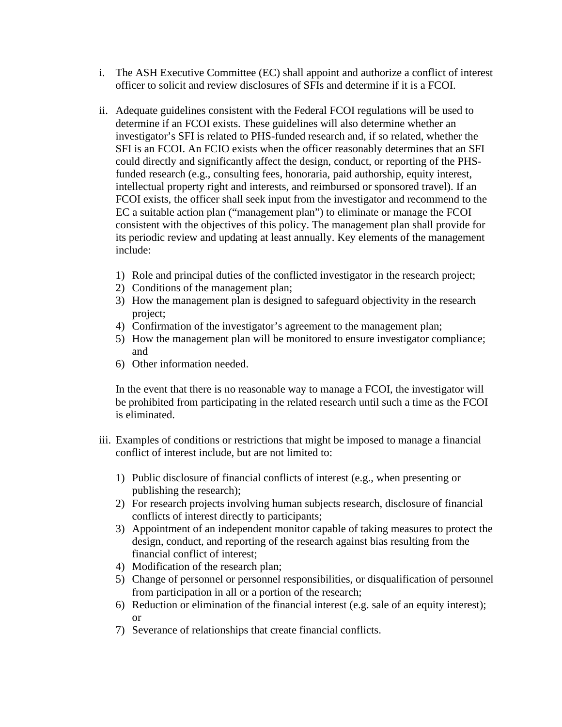i. The ASH Executive Committee (EC) shall appoint and authorize a conflict of interest officer to solicit and review disclosures of SFIs and determine if it is a FCOI.

ii. Adequate guidelines consistent with the Federal FCOI regulations will be used to determine if an FCOI exists. These guidelines will also determine whether an investigator's SFI is related to PHS-funded research and, if so related, whether the SFI is an FCOI. An FCIO exists when the officer reasonably determines that an SFI could directly and significantly affect the design, conduct, or reporting of the PHS-funded research (e.g., consulting fees, honoraria, paid authorship, equity interest, intellectual property right and interests, and reimbursed or sponsored travel). If an FCOI exists, the officer shall seek input from the investigator and recommend to the EC a suitable action plan ("management plan") to eliminate or manage the FCOI consistent with the objectives of this policy. The management plan shall provide for its periodic review and updating at least annually. Key elements of the management include:

   1) Role and principal duties of the conflicted investigator in the research project;
   2) Conditions of the management plan;
   3) How the management plan is designed to safeguard objectivity in the research project;
   4) Confirmation of the investigator's agreement to the management plan;
   5) How the management plan will be monitored to ensure investigator compliance; and
   6) Other information needed.

   In the event that there is no reasonable way to manage a FCOI, the investigator will be prohibited from participating in the related research until such a time as the FCOI is eliminated.

iii. Examples of conditions or restrictions that might be imposed to manage a financial conflict of interest include, but are not limited to:

   1) Public disclosure of financial conflicts of interest (e.g., when presenting or publishing the research);
   2) For research projects involving human subjects research, disclosure of financial conflicts of interest directly to participants;
   3) Appointment of an independent monitor capable of taking measures to protect the design, conduct, and reporting of the research against bias resulting from the financial conflict of interest;
   4) Modification of the research plan;
   5) Change of personnel or personnel responsibilities, or disqualification of personnel from participation in all or a portion of the research;
   6) Reduction or elimination of the financial interest (e.g. sale of an equity interest); or
   7) Severance of relationships that create financial conflicts.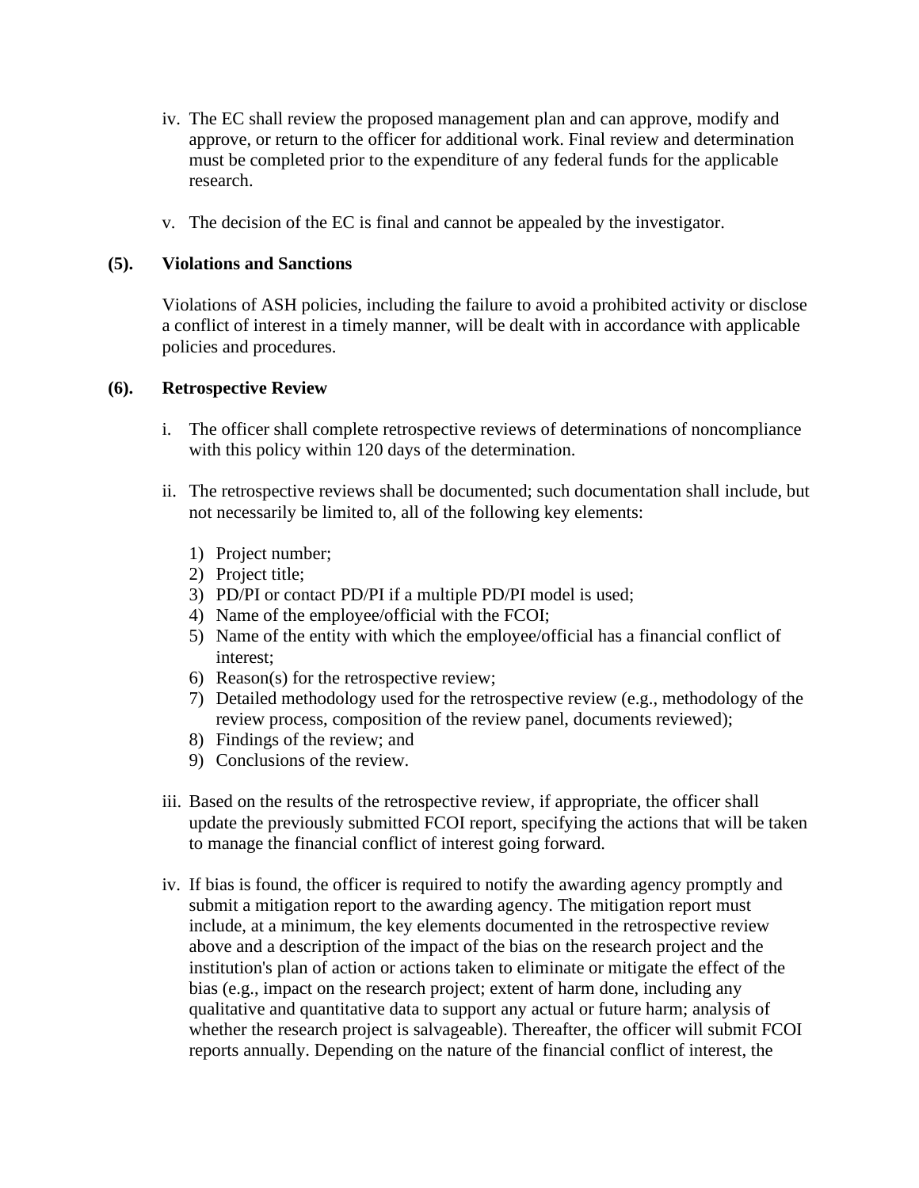iv. The EC shall review the proposed management plan and can approve, modify and approve, or return to the officer for additional work. Final review and determination must be completed prior to the expenditure of any federal funds for the applicable research.

v. The decision of the EC is final and cannot be appealed by the investigator.

**(5). Violations and Sanctions**

Violations of ASH policies, including the failure to avoid a prohibited activity or disclose a conflict of interest in a timely manner, will be dealt with in accordance with applicable policies and procedures.

**(6). Retrospective Review**

i. The officer shall complete retrospective reviews of determinations of noncompliance with this policy within 120 days of the determination.

ii. The retrospective reviews shall be documented; such documentation shall include, but not necessarily be limited to, all of the following key elements:

1) Project number;
2) Project title;
3) PD/PI or contact PD/PI if a multiple PD/PI model is used;
4) Name of the employee/official with the FCOI;
5) Name of the entity with which the employee/official has a financial conflict of interest;
6) Reason(s) for the retrospective review;
7) Detailed methodology used for the retrospective review (e.g., methodology of the review process, composition of the review panel, documents reviewed);
8) Findings of the review; and
9) Conclusions of the review.

iii. Based on the results of the retrospective review, if appropriate, the officer shall update the previously submitted FCOI report, specifying the actions that will be taken to manage the financial conflict of interest going forward.

iv. If bias is found, the officer is required to notify the awarding agency promptly and submit a mitigation report to the awarding agency. The mitigation report must include, at a minimum, the key elements documented in the retrospective review above and a description of the impact of the bias on the research project and the institution's plan of action or actions taken to eliminate or mitigate the effect of the bias (e.g., impact on the research project; extent of harm done, including any qualitative and quantitative data to support any actual or future harm; analysis of whether the research project is salvageable). Thereafter, the officer will submit FCOI reports annually. Depending on the nature of the financial conflict of interest, the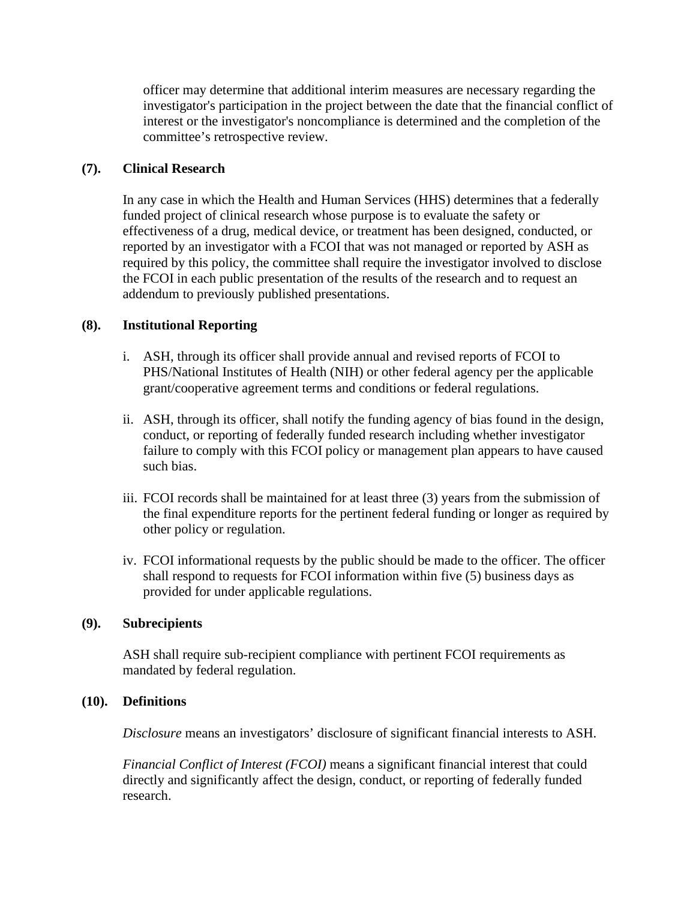officer may determine that additional interim measures are necessary regarding the investigator's participation in the project between the date that the financial conflict of interest or the investigator's noncompliance is determined and the completion of the committee's retrospective review.

**(7). Clinical Research**

In any case in which the Health and Human Services (HHS) determines that a federally funded project of clinical research whose purpose is to evaluate the safety or effectiveness of a drug, medical device, or treatment has been designed, conducted, or reported by an investigator with a FCOI that was not managed or reported by ASH as required by this policy, the committee shall require the investigator involved to disclose the FCOI in each public presentation of the results of the research and to request an addendum to previously published presentations.

**(8). Institutional Reporting**

i. ASH, through its officer shall provide annual and revised reports of FCOI to PHS/National Institutes of Health (NIH) or other federal agency per the applicable grant/cooperative agreement terms and conditions or federal regulations.

ii. ASH, through its officer, shall notify the funding agency of bias found in the design, conduct, or reporting of federally funded research including whether investigator failure to comply with this FCOI policy or management plan appears to have caused such bias.

iii. FCOI records shall be maintained for at least three (3) years from the submission of the final expenditure reports for the pertinent federal funding or longer as required by other policy or regulation.

iv. FCOI informational requests by the public should be made to the officer. The officer shall respond to requests for FCOI information within five (5) business days as provided for under applicable regulations.

**(9). Subrecipients**

ASH shall require sub-recipient compliance with pertinent FCOI requirements as mandated by federal regulation.

**(10). Definitions**

*Disclosure* means an investigators' disclosure of significant financial interests to ASH.

*Financial Conflict of Interest (FCOI)* means a significant financial interest that could directly and significantly affect the design, conduct, or reporting of federally funded research.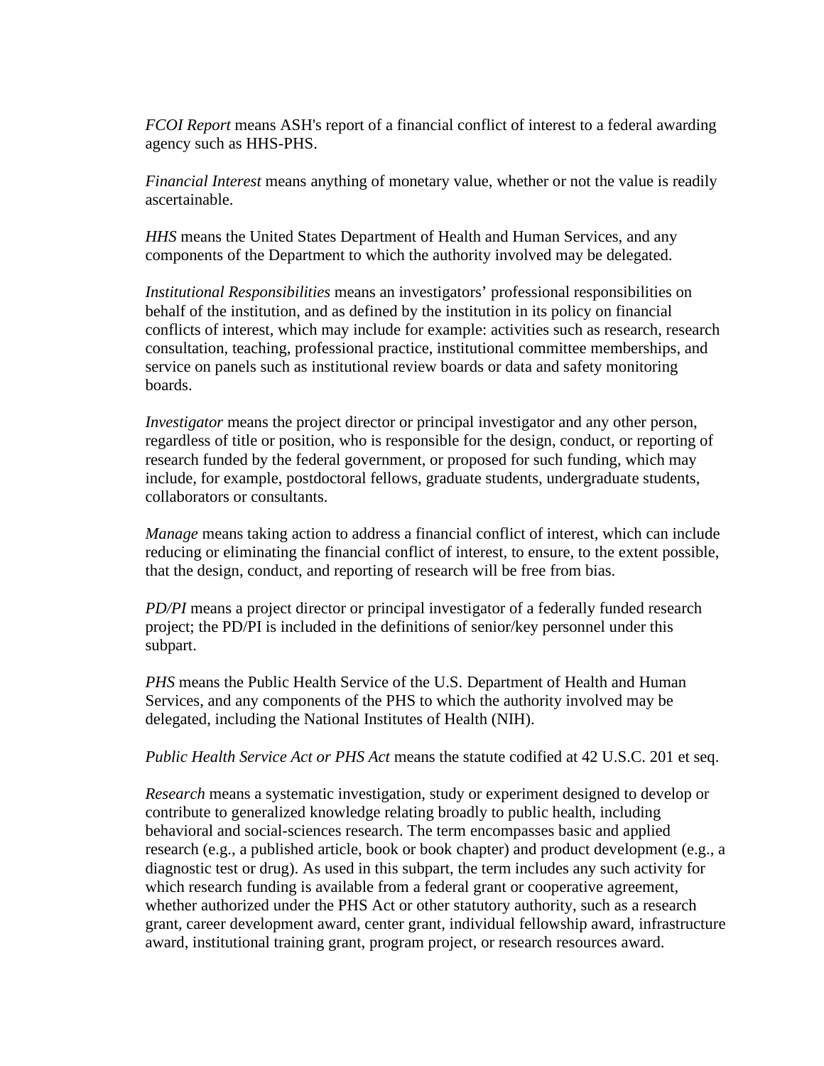*FCOI Report* means ASH's report of a financial conflict of interest to a federal awarding agency such as HHS-PHS.

*Financial Interest* means anything of monetary value, whether or not the value is readily ascertainable.

*HHS* means the United States Department of Health and Human Services, and any components of the Department to which the authority involved may be delegated.

*Institutional Responsibilities* means an investigators' professional responsibilities on behalf of the institution, and as defined by the institution in its policy on financial conflicts of interest, which may include for example: activities such as research, research consultation, teaching, professional practice, institutional committee memberships, and service on panels such as institutional review boards or data and safety monitoring boards.

*Investigator* means the project director or principal investigator and any other person, regardless of title or position, who is responsible for the design, conduct, or reporting of research funded by the federal government, or proposed for such funding, which may include, for example, postdoctoral fellows, graduate students, undergraduate students, collaborators or consultants.

*Manage* means taking action to address a financial conflict of interest, which can include reducing or eliminating the financial conflict of interest, to ensure, to the extent possible, that the design, conduct, and reporting of research will be free from bias.

*PD/PI* means a project director or principal investigator of a federally funded research project; the PD/PI is included in the definitions of senior/key personnel under this subpart.

*PHS* means the Public Health Service of the U.S. Department of Health and Human Services, and any components of the PHS to which the authority involved may be delegated, including the National Institutes of Health (NIH).

*Public Health Service Act or PHS Act* means the statute codified at 42 U.S.C. 201 et seq.

*Research* means a systematic investigation, study or experiment designed to develop or contribute to generalized knowledge relating broadly to public health, including behavioral and social-sciences research. The term encompasses basic and applied research (e.g., a published article, book or book chapter) and product development (e.g., a diagnostic test or drug). As used in this subpart, the term includes any such activity for which research funding is available from a federal grant or cooperative agreement, whether authorized under the PHS Act or other statutory authority, such as a research grant, career development award, center grant, individual fellowship award, infrastructure award, institutional training grant, program project, or research resources award.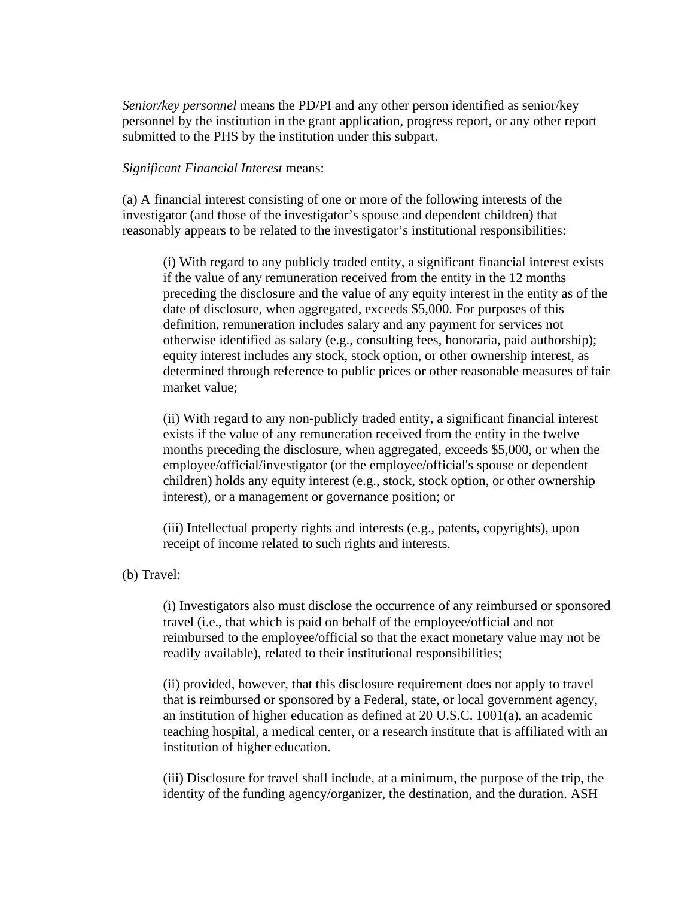*Senior/key personnel* means the PD/PI and any other person identified as senior/key personnel by the institution in the grant application, progress report, or any other report submitted to the PHS by the institution under this subpart.

*Significant Financial Interest* means:

(a) A financial interest consisting of one or more of the following interests of the investigator (and those of the investigator's spouse and dependent children) that reasonably appears to be related to the investigator's institutional responsibilities:

> (i) With regard to any publicly traded entity, a significant financial interest exists if the value of any remuneration received from the entity in the 12 months preceding the disclosure and the value of any equity interest in the entity as of the date of disclosure, when aggregated, exceeds $5,000. For purposes of this definition, remuneration includes salary and any payment for services not otherwise identified as salary (e.g., consulting fees, honoraria, paid authorship); equity interest includes any stock, stock option, or other ownership interest, as determined through reference to public prices or other reasonable measures of fair market value;
>
> (ii) With regard to any non-publicly traded entity, a significant financial interest exists if the value of any remuneration received from the entity in the twelve months preceding the disclosure, when aggregated, exceeds $5,000, or when the employee/official/investigator (or the employee/official's spouse or dependent children) holds any equity interest (e.g., stock, stock option, or other ownership interest), or a management or governance position; or
>
> (iii) Intellectual property rights and interests (e.g., patents, copyrights), upon receipt of income related to such rights and interests.

(b) Travel:

> (i) Investigators also must disclose the occurrence of any reimbursed or sponsored travel (i.e., that which is paid on behalf of the employee/official and not reimbursed to the employee/official so that the exact monetary value may not be readily available), related to their institutional responsibilities;
>
> (ii) provided, however, that this disclosure requirement does not apply to travel that is reimbursed or sponsored by a Federal, state, or local government agency, an institution of higher education as defined at 20 U.S.C. 1001(a), an academic teaching hospital, a medical center, or a research institute that is affiliated with an institution of higher education.
>
> (iii) Disclosure for travel shall include, at a minimum, the purpose of the trip, the identity of the funding agency/organizer, the destination, and the duration. ASH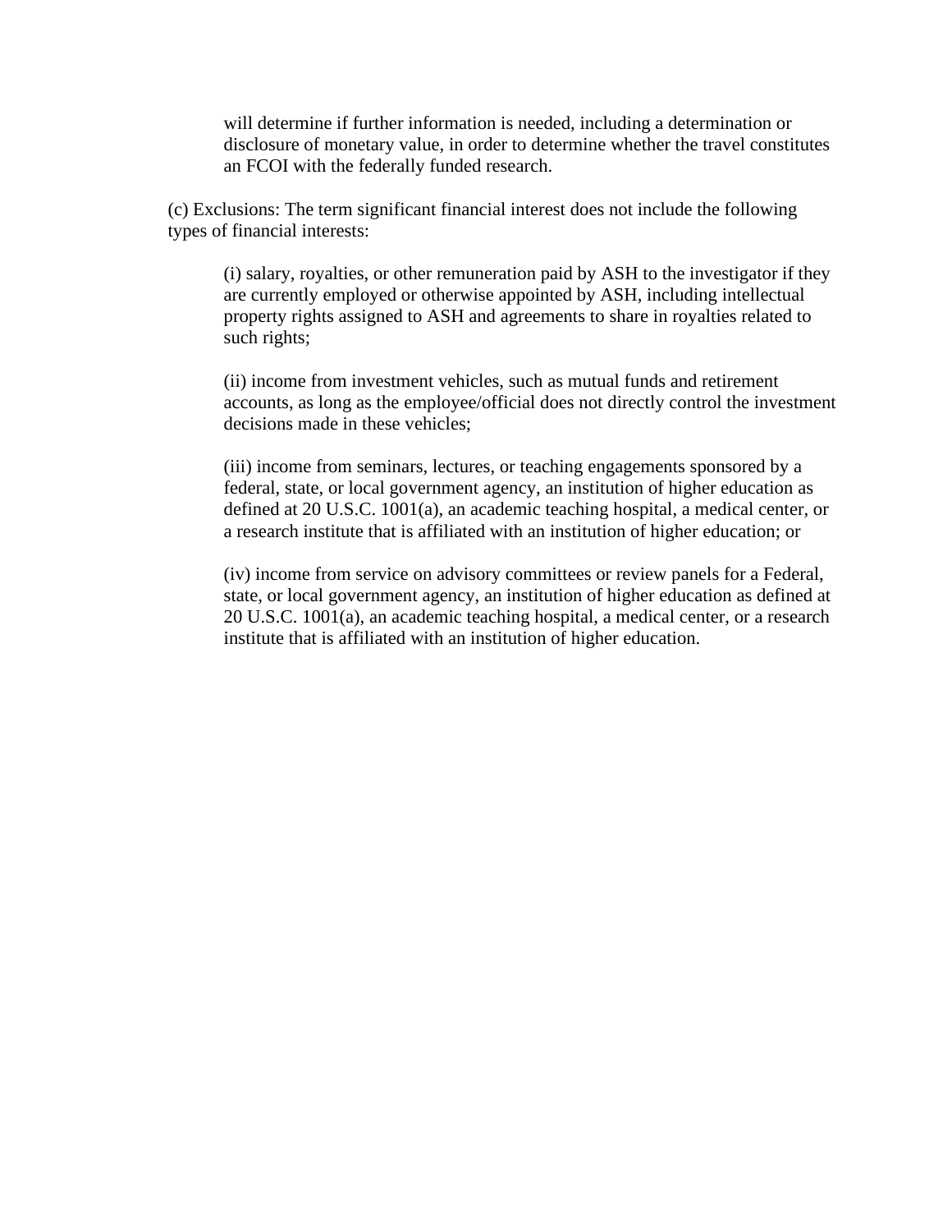will determine if further information is needed, including a determination or disclosure of monetary value, in order to determine whether the travel constitutes an FCOI with the federally funded research.

(c) Exclusions: The term significant financial interest does not include the following types of financial interests:

(i) salary, royalties, or other remuneration paid by ASH to the investigator if they are currently employed or otherwise appointed by ASH, including intellectual property rights assigned to ASH and agreements to share in royalties related to such rights;

(ii) income from investment vehicles, such as mutual funds and retirement accounts, as long as the employee/official does not directly control the investment decisions made in these vehicles;

(iii) income from seminars, lectures, or teaching engagements sponsored by a federal, state, or local government agency, an institution of higher education as defined at 20 U.S.C. 1001(a), an academic teaching hospital, a medical center, or a research institute that is affiliated with an institution of higher education; or

(iv) income from service on advisory committees or review panels for a Federal, state, or local government agency, an institution of higher education as defined at 20 U.S.C. 1001(a), an academic teaching hospital, a medical center, or a research institute that is affiliated with an institution of higher education.